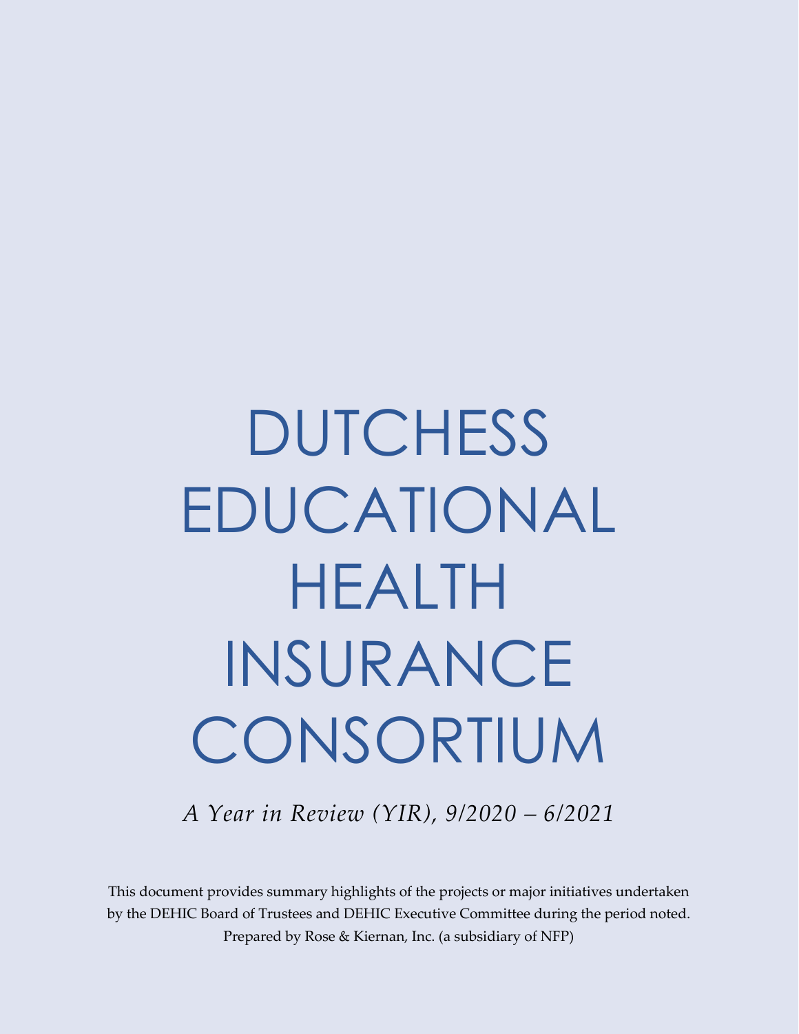# DUTCHESS EDUCATIONAL HEALTH INSURANCE CONSORTIUM

*A Year in Review (YIR), 9/2020 – 6/2021*

This document provides summary highlights of the projects or major initiatives undertaken by the DEHIC Board of Trustees and DEHIC Executive Committee during the period noted.
Prepared by Rose & Kiernan, Inc. (a subsidiary of NFP)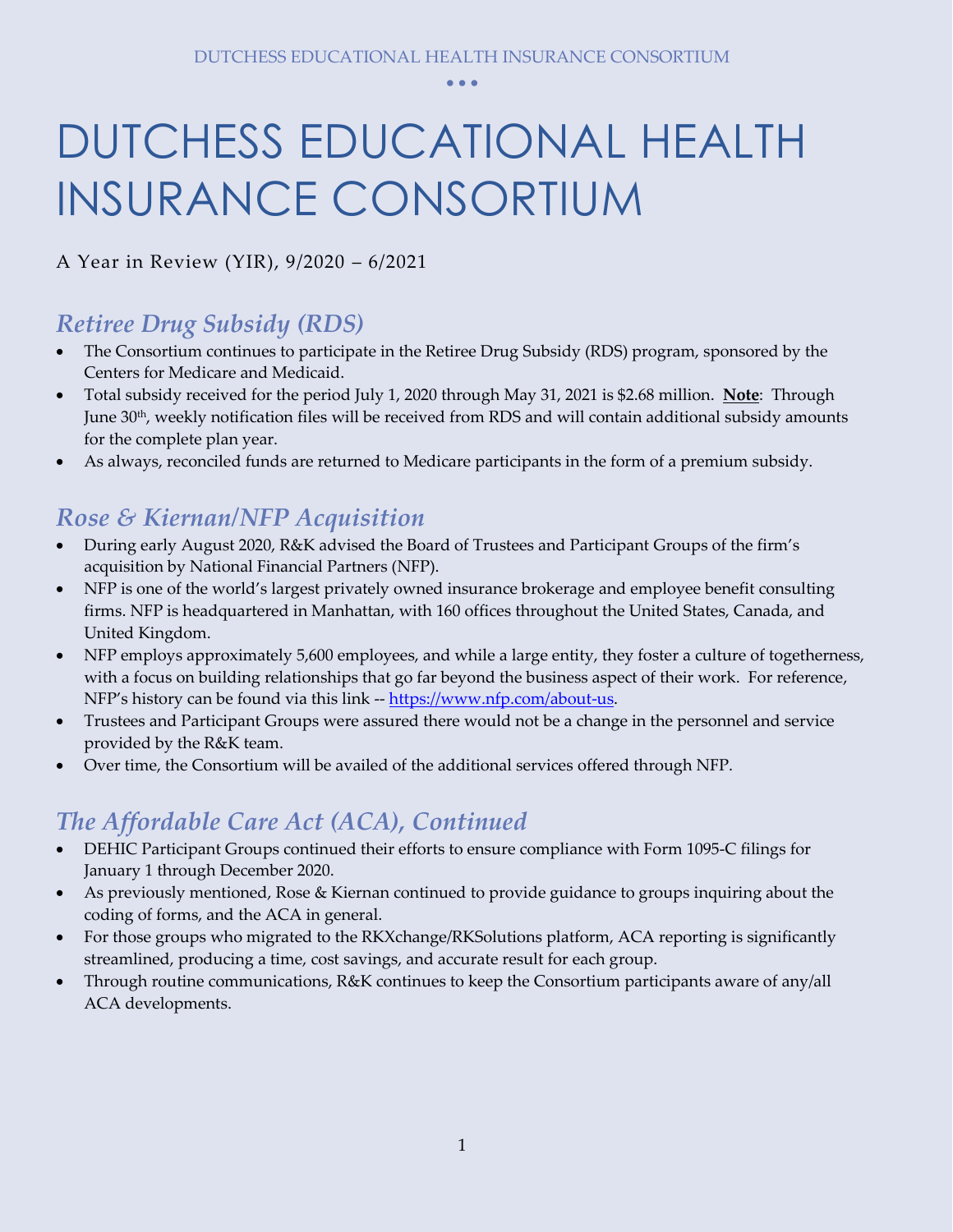# DUTCHESS EDUCATIONAL HEALTH INSURANCE CONSORTIUM

A Year in Review (YIR), 9/2020 – 6/2021

## *Retiree Drug Subsidy (RDS)*

- The Consortium continues to participate in the Retiree Drug Subsidy (RDS) program, sponsored by the Centers for Medicare and Medicaid.
- Total subsidy received for the period July 1, 2020 through May 31, 2021 is $2.68 million. **Note**: Through June 30th, weekly notification files will be received from RDS and will contain additional subsidy amounts for the complete plan year.
- As always, reconciled funds are returned to Medicare participants in the form of a premium subsidy.

## *Rose & Kiernan/NFP Acquisition*

- During early August 2020, R&K advised the Board of Trustees and Participant Groups of the firm's acquisition by National Financial Partners (NFP).
- NFP is one of the world's largest privately owned insurance brokerage and employee benefit consulting firms. NFP is headquartered in Manhattan, with 160 offices throughout the United States, Canada, and United Kingdom.
- NFP employs approximately 5,600 employees, and while a large entity, they foster a culture of togetherness, with a focus on building relationships that go far beyond the business aspect of their work. For reference, NFP's history can be found via this link -- [https://www.nfp.com/about-us](https://www.nfp.com/about-us).
- Trustees and Participant Groups were assured there would not be a change in the personnel and service provided by the R&K team.
- Over time, the Consortium will be availed of the additional services offered through NFP.

## *The Affordable Care Act (ACA), Continued*

- DEHIC Participant Groups continued their efforts to ensure compliance with Form 1095-C filings for January 1 through December 2020.
- As previously mentioned, Rose & Kiernan continued to provide guidance to groups inquiring about the coding of forms, and the ACA in general.
- For those groups who migrated to the RKXchange/RKSolutions platform, ACA reporting is significantly streamlined, producing a time, cost savings, and accurate result for each group.
- Through routine communications, R&K continues to keep the Consortium participants aware of any/all ACA developments.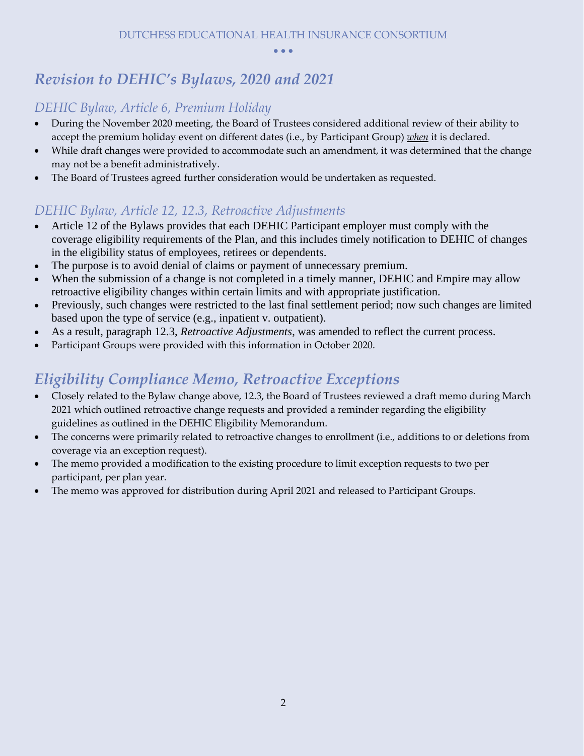# *Revision to DEHIC's Bylaws, 2020 and 2021*

## *DEHIC Bylaw, Article 6, Premium Holiday*

- During the November 2020 meeting, the Board of Trustees considered additional review of their ability to accept the premium holiday event on different dates (i.e., by Participant Group) ***when*** it is declared.
- While draft changes were provided to accommodate such an amendment, it was determined that the change may not be a benefit administratively.
- The Board of Trustees agreed further consideration would be undertaken as requested.

## *DEHIC Bylaw, Article 12, 12.3, Retroactive Adjustments*

- Article 12 of the Bylaws provides that each DEHIC Participant employer must comply with the coverage eligibility requirements of the Plan, and this includes timely notification to DEHIC of changes in the eligibility status of employees, retirees or dependents.
- The purpose is to avoid denial of claims or payment of unnecessary premium.
- When the submission of a change is not completed in a timely manner, DEHIC and Empire may allow retroactive eligibility changes within certain limits and with appropriate justification.
- Previously, such changes were restricted to the last final settlement period; now such changes are limited based upon the type of service (e.g., inpatient v. outpatient).
- As a result, paragraph 12.3, *Retroactive Adjustments*, was amended to reflect the current process.
- Participant Groups were provided with this information in October 2020.

# *Eligibility Compliance Memo, Retroactive Exceptions*

- Closely related to the Bylaw change above, 12.3, the Board of Trustees reviewed a draft memo during March 2021 which outlined retroactive change requests and provided a reminder regarding the eligibility guidelines as outlined in the DEHIC Eligibility Memorandum.
- The concerns were primarily related to retroactive changes to enrollment (i.e., additions to or deletions from coverage via an exception request).
- The memo provided a modification to the existing procedure to limit exception requests to two per participant, per plan year.
- The memo was approved for distribution during April 2021 and released to Participant Groups.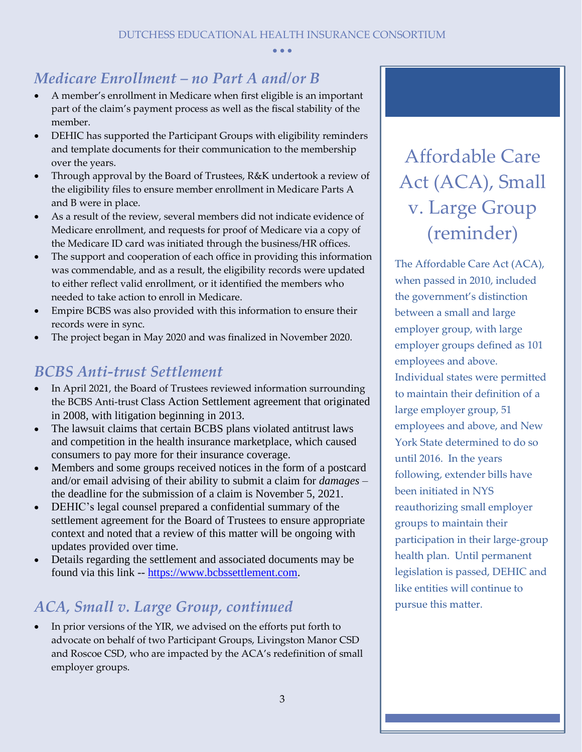## *Medicare Enrollment – no Part A and/or B*

- A member's enrollment in Medicare when first eligible is an important part of the claim's payment process as well as the fiscal stability of the member.
- DEHIC has supported the Participant Groups with eligibility reminders and template documents for their communication to the membership over the years.
- Through approval by the Board of Trustees, R&K undertook a review of the eligibility files to ensure member enrollment in Medicare Parts A and B were in place.
- As a result of the review, several members did not indicate evidence of Medicare enrollment, and requests for proof of Medicare via a copy of the Medicare ID card was initiated through the business/HR offices.
- The support and cooperation of each office in providing this information was commendable, and as a result, the eligibility records were updated to either reflect valid enrollment, or it identified the members who needed to take action to enroll in Medicare.
- Empire BCBS was also provided with this information to ensure their records were in sync.
- The project began in May 2020 and was finalized in November 2020.

## *BCBS Anti-trust Settlement*

- In April 2021, the Board of Trustees reviewed information surrounding the BCBS Anti-trust Class Action Settlement agreement that originated in 2008, with litigation beginning in 2013.
- The lawsuit claims that certain BCBS plans violated antitrust laws and competition in the health insurance marketplace, which caused consumers to pay more for their insurance coverage.
- Members and some groups received notices in the form of a postcard and/or email advising of their ability to submit a claim for *damages* – the deadline for the submission of a claim is November 5, 2021.
- DEHIC's legal counsel prepared a confidential summary of the settlement agreement for the Board of Trustees to ensure appropriate context and noted that a review of this matter will be ongoing with updates provided over time.
- Details regarding the settlement and associated documents may be found via this link -- https://www.bcbssettlement.com.

## *ACA, Small v. Large Group, continued*

- In prior versions of the YIR, we advised on the efforts put forth to advocate on behalf of two Participant Groups, Livingston Manor CSD and Roscoe CSD, who are impacted by the ACA's redefinition of small employer groups.

## Affordable Care Act (ACA), Small v. Large Group (reminder)

The Affordable Care Act (ACA), when passed in 2010, included the government's distinction between a small and large employer group, with large employer groups defined as 101 employees and above. Individual states were permitted to maintain their definition of a large employer group, 51 employees and above, and New York State determined to do so until 2016. In the years following, extender bills have been initiated in NYS reauthorizing small employer groups to maintain their participation in their large-group health plan. Until permanent legislation is passed, DEHIC and like entities will continue to pursue this matter.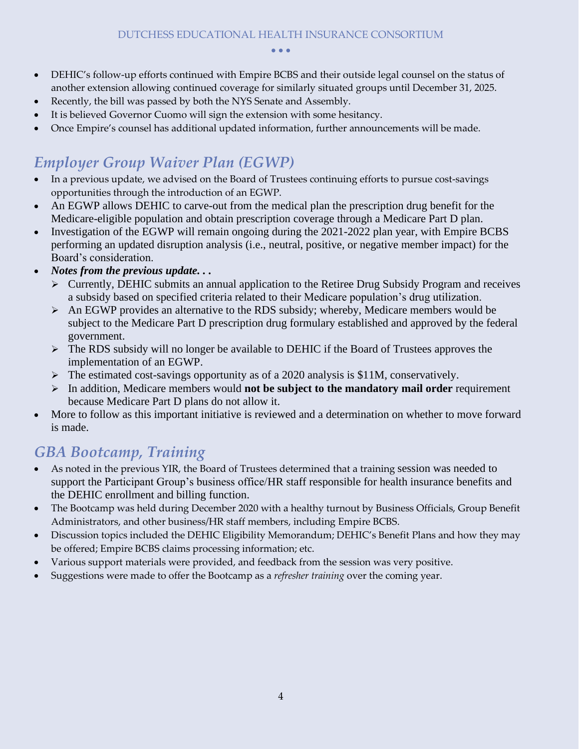- DEHIC's follow-up efforts continued with Empire BCBS and their outside legal counsel on the status of another extension allowing continued coverage for similarly situated groups until December 31, 2025.
- Recently, the bill was passed by both the NYS Senate and Assembly.
- It is believed Governor Cuomo will sign the extension with some hesitancy.
- Once Empire's counsel has additional updated information, further announcements will be made.

## *Employer Group Waiver Plan (EGWP)*

- In a previous update, we advised on the Board of Trustees continuing efforts to pursue cost-savings opportunities through the introduction of an EGWP.
- An EGWP allows DEHIC to carve-out from the medical plan the prescription drug benefit for the Medicare-eligible population and obtain prescription coverage through a Medicare Part D plan.
- Investigation of the EGWP will remain ongoing during the 2021-2022 plan year, with Empire BCBS performing an updated disruption analysis (i.e., neutral, positive, or negative member impact) for the Board's consideration.
- ***Notes from the previous update. . .***
  - Currently, DEHIC submits an annual application to the Retiree Drug Subsidy Program and receives a subsidy based on specified criteria related to their Medicare population's drug utilization.
  - An EGWP provides an alternative to the RDS subsidy; whereby, Medicare members would be subject to the Medicare Part D prescription drug formulary established and approved by the federal government.
  - The RDS subsidy will no longer be available to DEHIC if the Board of Trustees approves the implementation of an EGWP.
  - The estimated cost-savings opportunity as of a 2020 analysis is $11M, conservatively.
  - In addition, Medicare members would **not be subject to the mandatory mail order** requirement because Medicare Part D plans do not allow it.
- More to follow as this important initiative is reviewed and a determination on whether to move forward is made.

## *GBA Bootcamp, Training*

- As noted in the previous YIR, the Board of Trustees determined that a training session was needed to support the Participant Group's business office/HR staff responsible for health insurance benefits and the DEHIC enrollment and billing function.
- The Bootcamp was held during December 2020 with a healthy turnout by Business Officials, Group Benefit Administrators, and other business/HR staff members, including Empire BCBS.
- Discussion topics included the DEHIC Eligibility Memorandum; DEHIC's Benefit Plans and how they may be offered; Empire BCBS claims processing information; etc.
- Various support materials were provided, and feedback from the session was very positive.
- Suggestions were made to offer the Bootcamp as a *refresher training* over the coming year.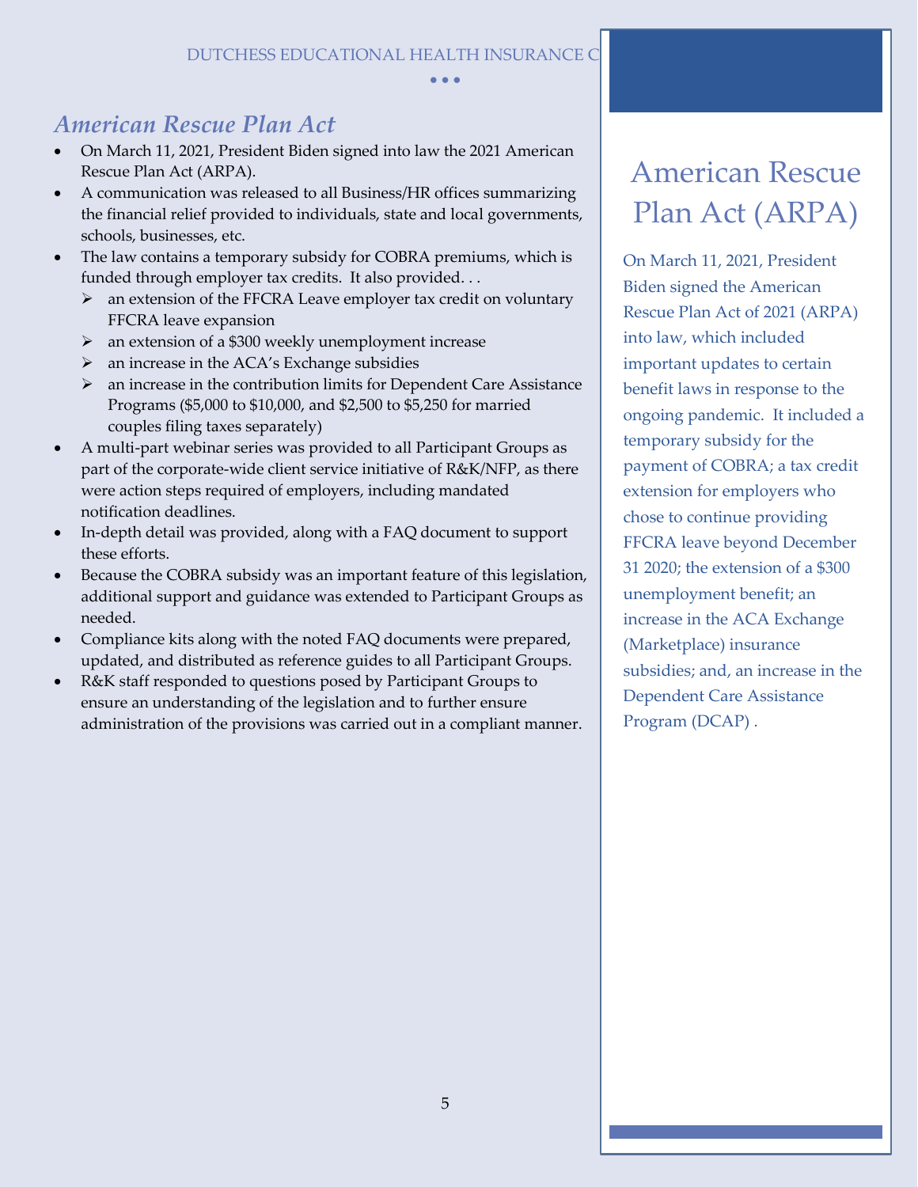## *American Rescue Plan Act*

- On March 11, 2021, President Biden signed into law the 2021 American Rescue Plan Act (ARPA).
- A communication was released to all Business/HR offices summarizing the financial relief provided to individuals, state and local governments, schools, businesses, etc.
- The law contains a temporary subsidy for COBRA premiums, which is funded through employer tax credits. It also provided. . .
  - an extension of the FFCRA Leave employer tax credit on voluntary FFCRA leave expansion
  - an extension of a $300 weekly unemployment increase
  - an increase in the ACA's Exchange subsidies
  - an increase in the contribution limits for Dependent Care Assistance Programs ($5,000 to $10,000, and $2,500 to $5,250 for married couples filing taxes separately)
- A multi-part webinar series was provided to all Participant Groups as part of the corporate-wide client service initiative of R&K/NFP, as there were action steps required of employers, including mandated notification deadlines.
- In-depth detail was provided, along with a FAQ document to support these efforts.
- Because the COBRA subsidy was an important feature of this legislation, additional support and guidance was extended to Participant Groups as needed.
- Compliance kits along with the noted FAQ documents were prepared, updated, and distributed as reference guides to all Participant Groups.
- R&K staff responded to questions posed by Participant Groups to ensure an understanding of the legislation and to further ensure administration of the provisions was carried out in a compliant manner.

# American Rescue Plan Act (ARPA)

On March 11, 2021, President Biden signed the American Rescue Plan Act of 2021 (ARPA) into law, which included important updates to certain benefit laws in response to the ongoing pandemic. It included a temporary subsidy for the payment of COBRA; a tax credit extension for employers who chose to continue providing FFCRA leave beyond December 31 2020; the extension of a $300 unemployment benefit; an increase in the ACA Exchange (Marketplace) insurance subsidies; and, an increase in the Dependent Care Assistance Program (DCAP) .